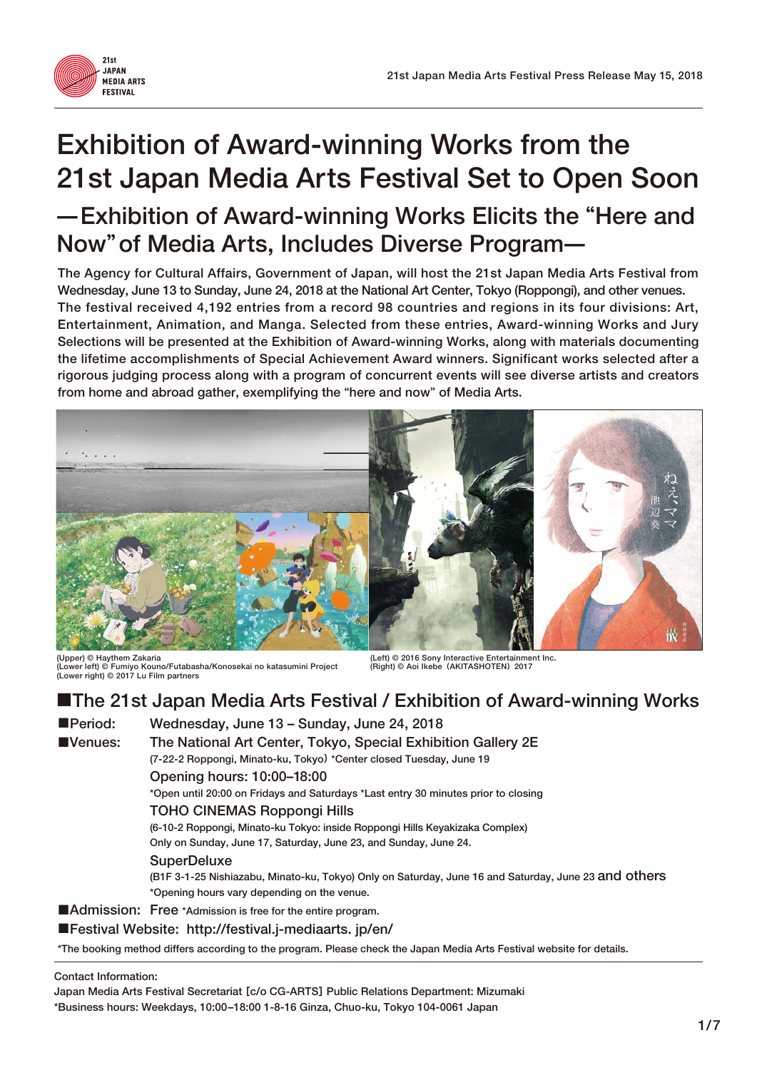# Exhibition of Award-winning Works from the 21st Japan Media Arts Festival Set to Open Soon

## —Exhibition of Award-winning Works Elicits the "Here and Now" of Media Arts, Includes Diverse Program—

The Agency for Cultural Affairs, Government of Japan, will host the 21st Japan Media Arts Festival from Wednesday, June 13 to Sunday, June 24, 2018 at the National Art Center, Tokyo (Roppongi), and other venues. The festival received 4,192 entries from a record 98 countries and regions in its four divisions: Art, Entertainment, Animation, and Manga. Selected from these entries, Award-winning Works and Jury Selections will be presented at the Exhibition of Award-winning Works, along with materials documenting the lifetime accomplishments of Special Achievement Award winners. Significant works selected after a rigorous judging process along with a program of concurrent events will see diverse artists and creators from home and abroad gather, exemplifying the "here and now" of Media Arts.

(Upper) © Haythem Zakaria
(Lower left) © Fumiyo Kouno/Futabasha/Konosekai no katasumini Project
(Lower right) © 2017 Lu Film partners
(Left) © 2016 Sony Interactive Entertainment Inc.
(Right) © Aoi Ikebe (AKITASHOTEN) 2017

## ■The 21st Japan Media Arts Festival / Exhibition of Award-winning Works

■Period: Wednesday, June 13 – Sunday, June 24, 2018

■Venues: The National Art Center, Tokyo, Special Exhibition Gallery 2E
(7-22-2 Roppongi, Minato-ku, Tokyo) *Center closed Tuesday, June 19
Opening hours: 10:00–18:00
*Open until 20:00 on Fridays and Saturdays *Last entry 30 minutes prior to closing
TOHO CINEMAS Roppongi Hills
(6-10-2 Roppongi, Minato-ku Tokyo: inside Roppongi Hills Keyakizaka Complex)
Only on Sunday, June 17, Saturday, June 23, and Sunday, June 24.
SuperDeluxe
(B1F 3-1-25 Nishiazabu, Minato-ku, Tokyo) Only on Saturday, June 16 and Saturday, June 23 and others
*Opening hours vary depending on the venue.

■Admission: Free *Admission is free for the entire program.

■Festival Website: http://festival.j-mediaarts. jp/en/

*The booking method differs according to the program. Please check the Japan Media Arts Festival website for details.

Contact Information:
Japan Media Arts Festival Secretariat [c/o CG-ARTS] Public Relations Department: Mizumaki
*Business hours: Weekdays, 10:00–18:00 1-8-16 Ginza, Chuo-ku, Tokyo 104-0061 Japan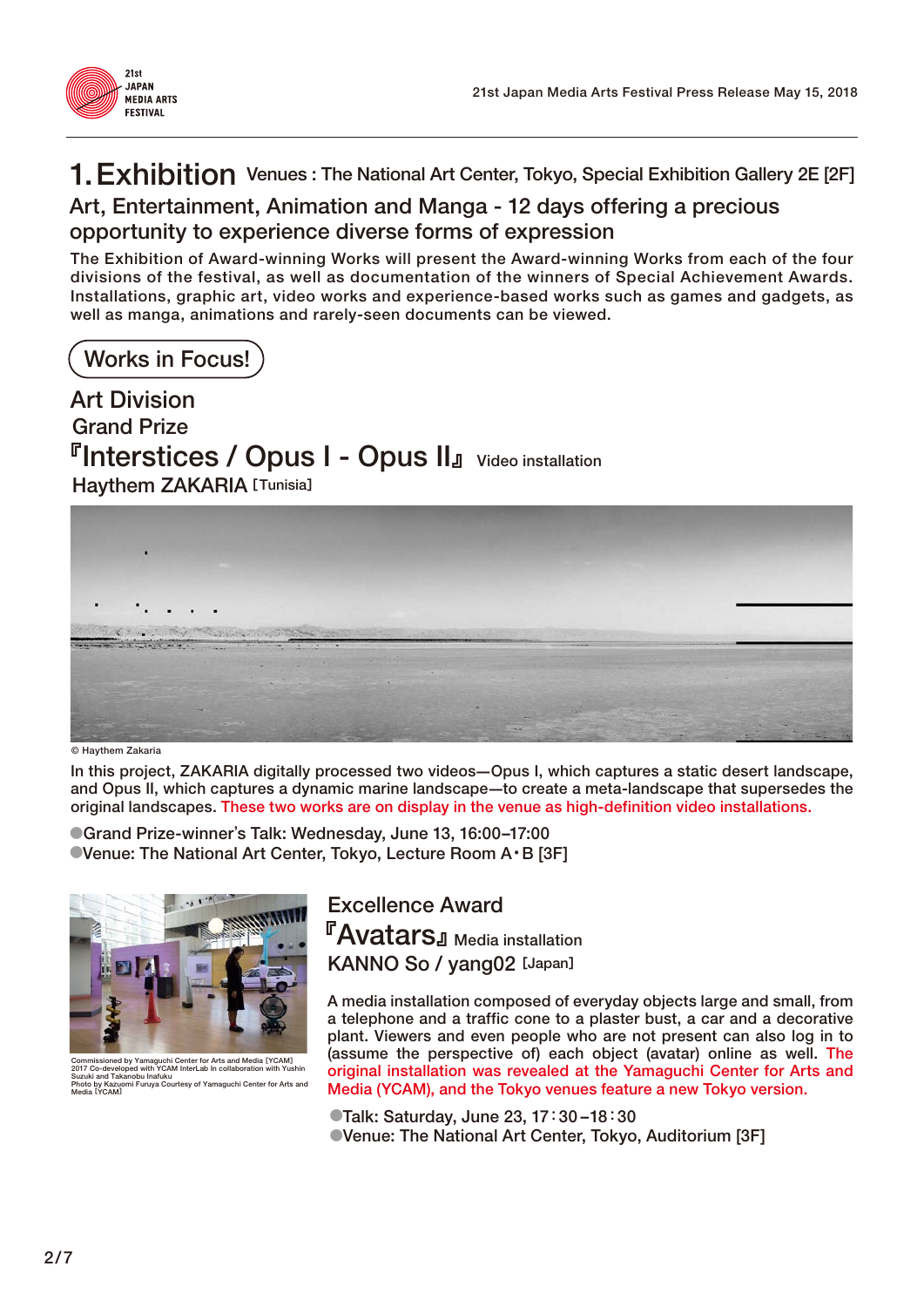# 1. Exhibition Venues : The National Art Center, Tokyo, Special Exhibition Gallery 2E [2F]

## Art, Entertainment, Animation and Manga - 12 days offering a precious opportunity to experience diverse forms of expression

The Exhibition of Award-winning Works will present the Award-winning Works from each of the four divisions of the festival, as well as documentation of the winners of Special Achievement Awards. Installations, graphic art, video works and experience-based works such as games and gadgets, as well as manga, animations and rarely-seen documents can be viewed.

**Works in Focus!**

### Art Division

#### Grand Prize

## 『Interstices / Opus I - Opus II』 Video installation

Haythem ZAKARIA [Tunisia]

© Haythem Zakaria

In this project, ZAKARIA digitally processed two videos—Opus I, which captures a static desert landscape, and Opus II, which captures a dynamic marine landscape—to create a meta-landscape that supersedes the original landscapes. These two works are on display in the venue as high-definition video installations.

- Grand Prize-winner's Talk: Wednesday, June 13, 16:00–17:00
- Venue: The National Art Center, Tokyo, Lecture Room A・B [3F]

#### Excellence Award

## 『Avatars』 Media installation

KANNO So / yang02 [Japan]

Commissioned by Yamaguchi Center for Arts and Media [YCAM] 2017 Co-developed with YCAM InterLab In collaboration with Yushin Suzuki and Takanobu Inafuku Photo by Kazuomi Furuya Courtesy of Yamaguchi Center for Arts and Media [YCAM]

A media installation composed of everyday objects large and small, from a telephone and a traffic cone to a plaster bust, a car and a decorative plant. Viewers and even people who are not present can also log in to (assume the perspective of) each object (avatar) online as well. The original installation was revealed at the Yamaguchi Center for Arts and Media (YCAM), and the Tokyo venues feature a new Tokyo version.

- Talk: Saturday, June 23, 17：30 –18：30
- Venue: The National Art Center, Tokyo, Auditorium [3F]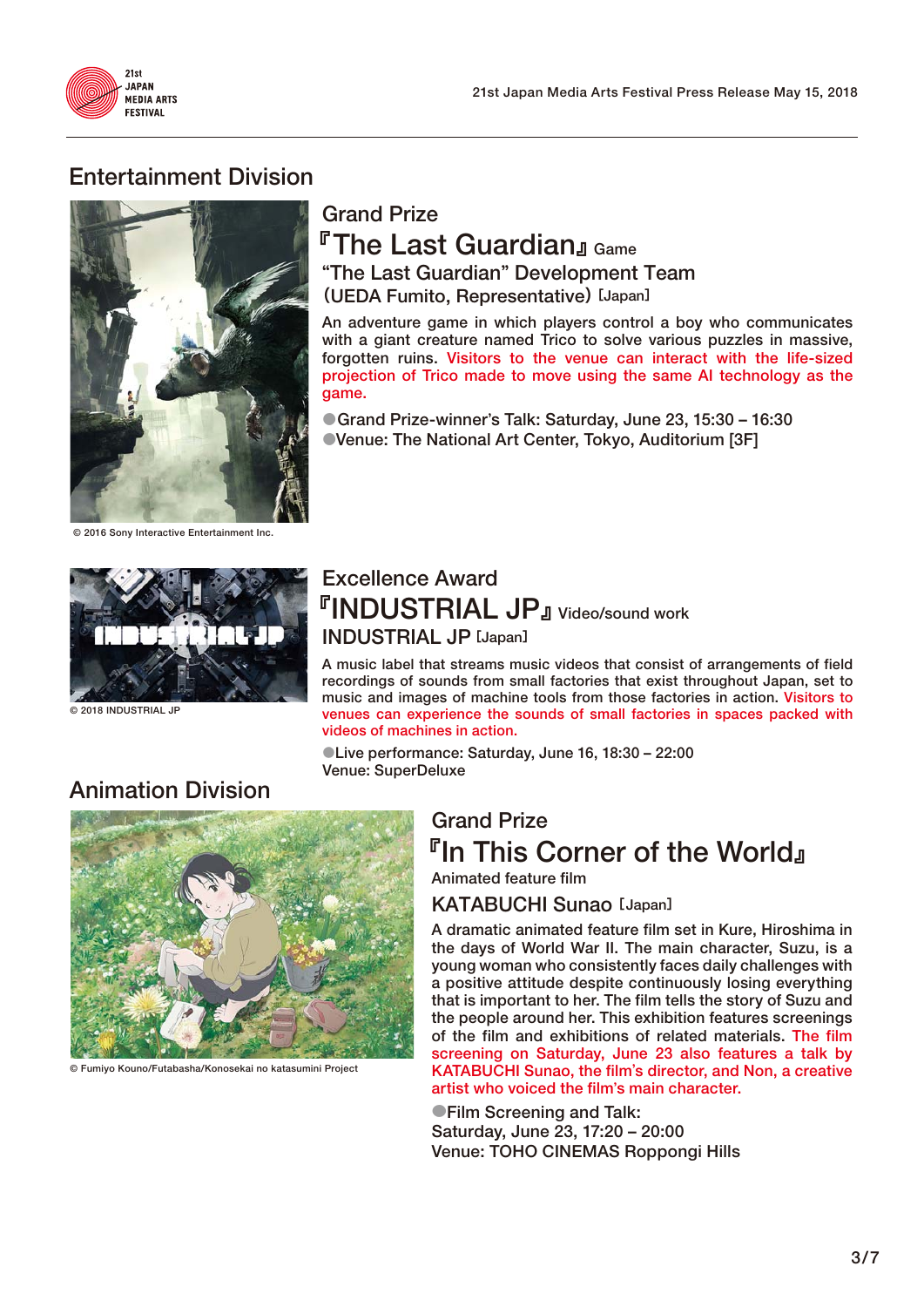## Entertainment Division

© 2016 Sony Interactive Entertainment Inc.

### Grand Prize

# 『The Last Guardian』 Game

**“The Last Guardian” Development Team (UEDA Fumito, Representative)** [Japan]

An adventure game in which players control a boy who communicates with a giant creature named Trico to solve various puzzles in massive, forgotten ruins. Visitors to the venue can interact with the life-sized projection of Trico made to move using the same AI technology as the game.

- Grand Prize-winner’s Talk: Saturday, June 23, 15:30 – 16:30
- Venue: The National Art Center, Tokyo, Auditorium [3F]

© 2018 INDUSTRIAL JP

### Excellence Award

# 『INDUSTRIAL JP』 Video/sound work

**INDUSTRIAL JP** [Japan]

A music label that streams music videos that consist of arrangements of field recordings of sounds from small factories that exist throughout Japan, set to music and images of machine tools from those factories in action. Visitors to venues can experience the sounds of small factories in spaces packed with videos of machines in action.

- Live performance: Saturday, June 16, 18:30 – 22:00
  Venue: SuperDeluxe

## Animation Division

© Fumiyo Kouno/Futabasha/Konosekai no katasumini Project

### Grand Prize

# 『In This Corner of the World』

Animated feature film

**KATABUCHI Sunao** [Japan]

A dramatic animated feature film set in Kure, Hiroshima in the days of World War II. The main character, Suzu, is a young woman who consistently faces daily challenges with a positive attitude despite continuously losing everything that is important to her. The film tells the story of Suzu and the people around her. This exhibition features screenings of the film and exhibitions of related materials. The film screening on Saturday, June 23 also features a talk by KATABUCHI Sunao, the film’s director, and Non, a creative artist who voiced the film’s main character.

- Film Screening and Talk:
  Saturday, June 23, 17:20 – 20:00
  Venue: TOHO CINEMAS Roppongi Hills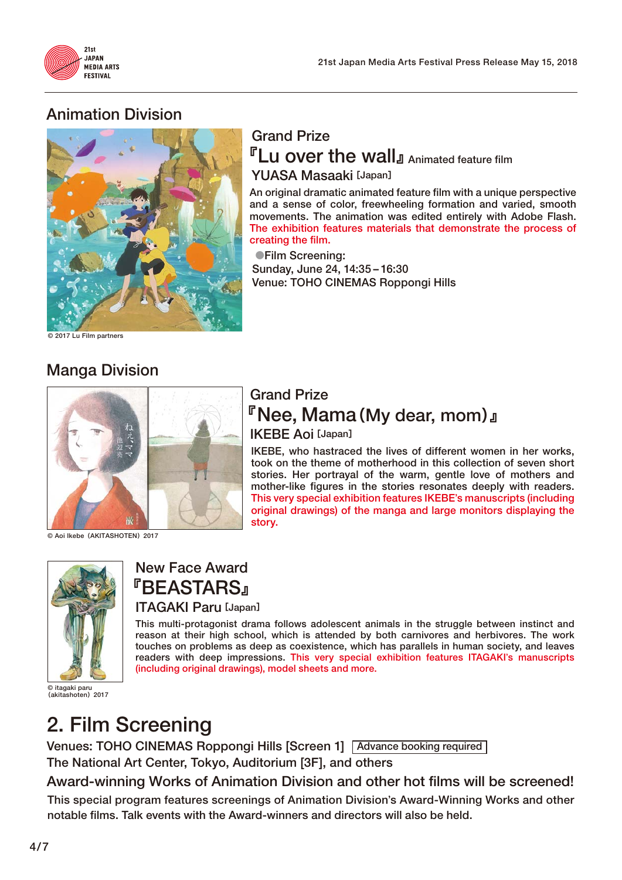## Animation Division

© 2017 Lu Film partners

### Grand Prize

**『Lu over the wall』** Animated feature film

**YUASA Masaaki** [Japan]

An original dramatic animated feature film with a unique perspective and a sense of color, freewheeling formation and varied, smooth movements. The animation was edited entirely with Adobe Flash. The exhibition features materials that demonstrate the process of creating the film.

●Film Screening:
Sunday, June 24, 14:35 – 16:30
Venue: TOHO CINEMAS Roppongi Hills

## Manga Division

© Aoi Ikebe (AKITASHOTEN) 2017

### Grand Prize

**『Nee, Mama (My dear, mom)』**

**IKEBE Aoi** [Japan]

IKEBE, who hastraced the lives of different women in her works, took on the theme of motherhood in this collection of seven short stories. Her portrayal of the warm, gentle love of mothers and mother-like figures in the stories resonates deeply with readers. This very special exhibition features IKEBE's manuscripts (including original drawings) of the manga and large monitors displaying the story.

© itagaki paru (akitashoten) 2017

### New Face Award

**『BEASTARS』**

**ITAGAKI Paru** [Japan]

This multi-protagonist drama follows adolescent animals in the struggle between instinct and reason at their high school, which is attended by both carnivores and herbivores. The work touches on problems as deep as coexistence, which has parallels in human society, and leaves readers with deep impressions. This very special exhibition features ITAGAKI's manuscripts (including original drawings), model sheets and more.

# 2. Film Screening

Venues: TOHO CINEMAS Roppongi Hills [Screen 1] Advance booking required
The National Art Center, Tokyo, Auditorium [3F], and others

**Award-winning Works of Animation Division and other hot films will be screened!**

This special program features screenings of Animation Division's Award-Winning Works and other notable films. Talk events with the Award-winners and directors will also be held.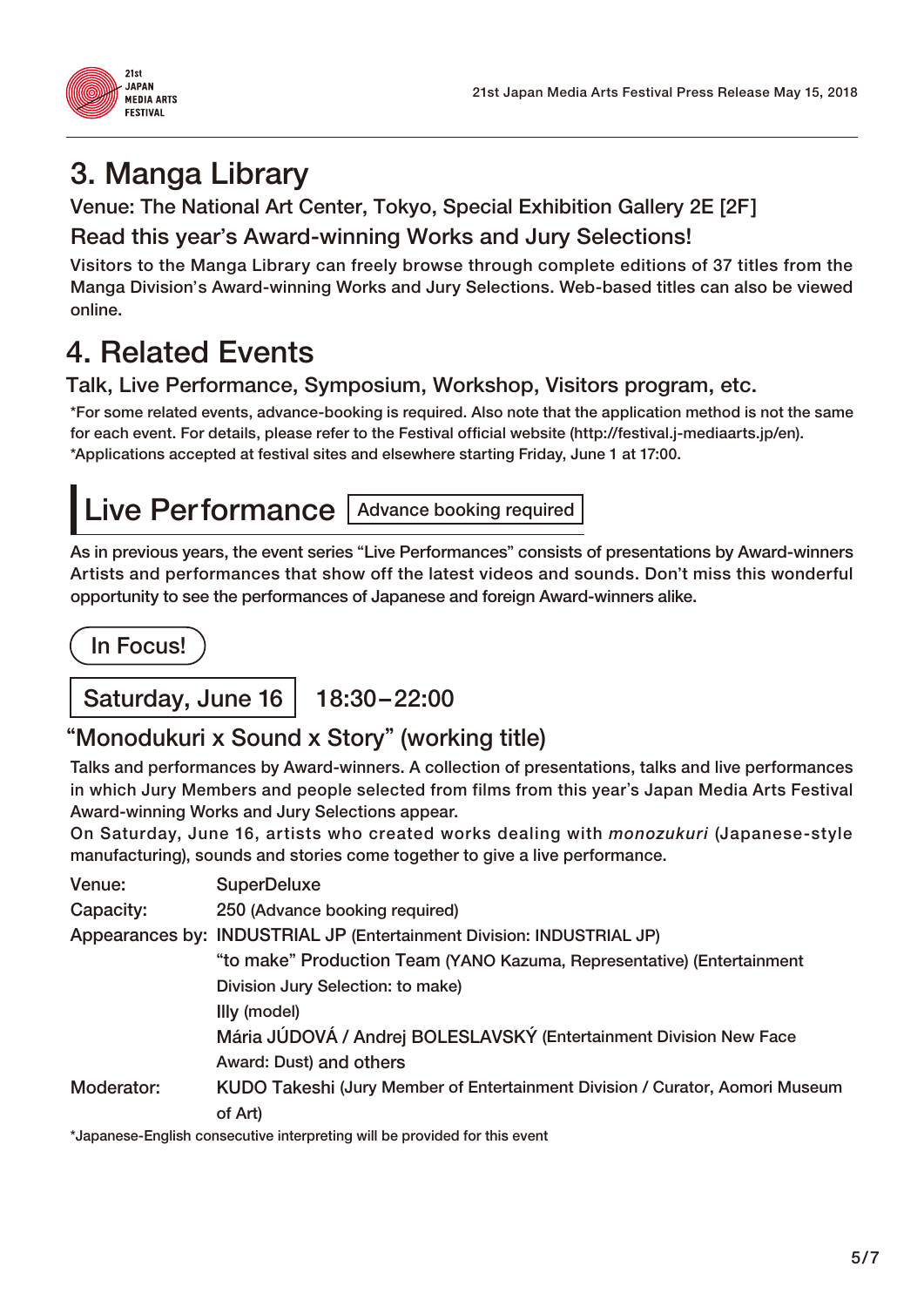# 3. Manga Library

Venue: The National Art Center, Tokyo, Special Exhibition Gallery 2E [2F]

### Read this year's Award-winning Works and Jury Selections!

Visitors to the Manga Library can freely browse through complete editions of 37 titles from the Manga Division's Award-winning Works and Jury Selections. Web-based titles can also be viewed online.

# 4. Related Events

### Talk, Live Performance, Symposium, Workshop, Visitors program, etc.

*For some related events, advance-booking is required. Also note that the application method is not the same for each event. For details, please refer to the Festival official website (http://festival.j-mediaarts.jp/en).
*Applications accepted at festival sites and elsewhere starting Friday, June 1 at 17:00.

## Live Performance

Advance booking required

As in previous years, the event series "Live Performances" consists of presentations by Award-winners Artists and performances that show off the latest videos and sounds. Don't miss this wonderful opportunity to see the performances of Japanese and foreign Award-winners alike.

In Focus!

**Saturday, June 16** 18:30–22:00

### "Monodukuri x Sound x Story" (working title)

Talks and performances by Award-winners. A collection of presentations, talks and live performances in which Jury Members and people selected from films from this year's Japan Media Arts Festival Award-winning Works and Jury Selections appear.
On Saturday, June 16, artists who created works dealing with *monozukuri* (Japanese-style manufacturing), sounds and stories come together to give a live performance.

Venue: SuperDeluxe
Capacity: 250 (Advance booking required)
Appearances by: INDUSTRIAL JP (Entertainment Division: INDUSTRIAL JP)
"to make" Production Team (YANO Kazuma, Representative) (Entertainment Division Jury Selection: to make)
Illy (model)
Mária JÚDOVÁ / Andrej BOLESLAVSKÝ (Entertainment Division New Face Award: Dust) and others
Moderator: KUDO Takeshi (Jury Member of Entertainment Division / Curator, Aomori Museum of Art)

*Japanese-English consecutive interpreting will be provided for this event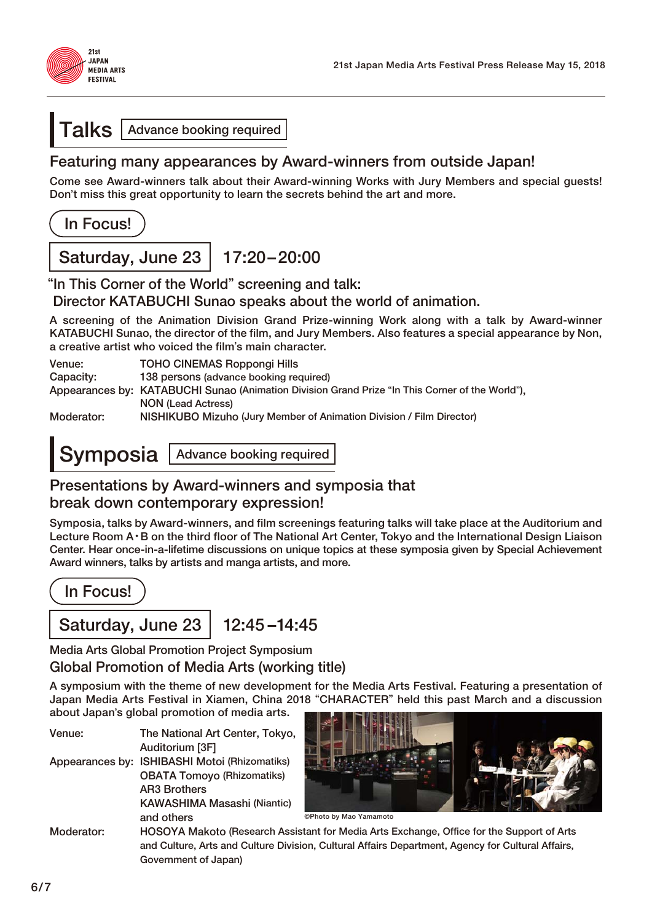# Talks

Advance booking required

## Featuring many appearances by Award-winners from outside Japan!

Come see Award-winners talk about their Award-winning Works with Jury Members and special guests! Don't miss this great opportunity to learn the secrets behind the art and more.

In Focus!

### Saturday, June 23 | 17:20–20:00

"In This Corner of the World" screening and talk:
Director KATABUCHI Sunao speaks about the world of animation.

A screening of the Animation Division Grand Prize-winning Work along with a talk by Award-winner KATABUCHI Sunao, the director of the film, and Jury Members. Also features a special appearance by Non, a creative artist who voiced the film's main character.

Venue: TOHO CINEMAS Roppongi Hills
Capacity: 138 persons (advance booking required)
Appearances by: KATABUCHI Sunao (Animation Division Grand Prize "In This Corner of the World"), NON (Lead Actress)
Moderator: NISHIKUBO Mizuho (Jury Member of Animation Division / Film Director)

# Symposia

Advance booking required

## Presentations by Award-winners and symposia that break down contemporary expression!

Symposia, talks by Award-winners, and film screenings featuring talks will take place at the Auditorium and Lecture Room A・B on the third floor of The National Art Center, Tokyo and the International Design Liaison Center. Hear once-in-a-lifetime discussions on unique topics at these symposia given by Special Achievement Award winners, talks by artists and manga artists, and more.

In Focus!

### Saturday, June 23 | 12:45–14:45

Media Arts Global Promotion Project Symposium
Global Promotion of Media Arts (working title)

A symposium with the theme of new development for the Media Arts Festival. Featuring a presentation of Japan Media Arts Festival in Xiamen, China 2018 "CHARACTER" held this past March and a discussion about Japan's global promotion of media arts.

Venue: The National Art Center, Tokyo, Auditorium [3F]
Appearances by: ISHIBASHI Motoi (Rhizomatiks), OBATA Tomoyo (Rhizomatiks), AR3 Brothers, KAWASHIMA Masashi (Niantic) and others
Moderator: HOSOYA Makoto (Research Assistant for Media Arts Exchange, Office for the Support of Arts and Culture, Arts and Culture Division, Cultural Affairs Department, Agency for Cultural Affairs, Government of Japan)

©Photo by Mao Yamamoto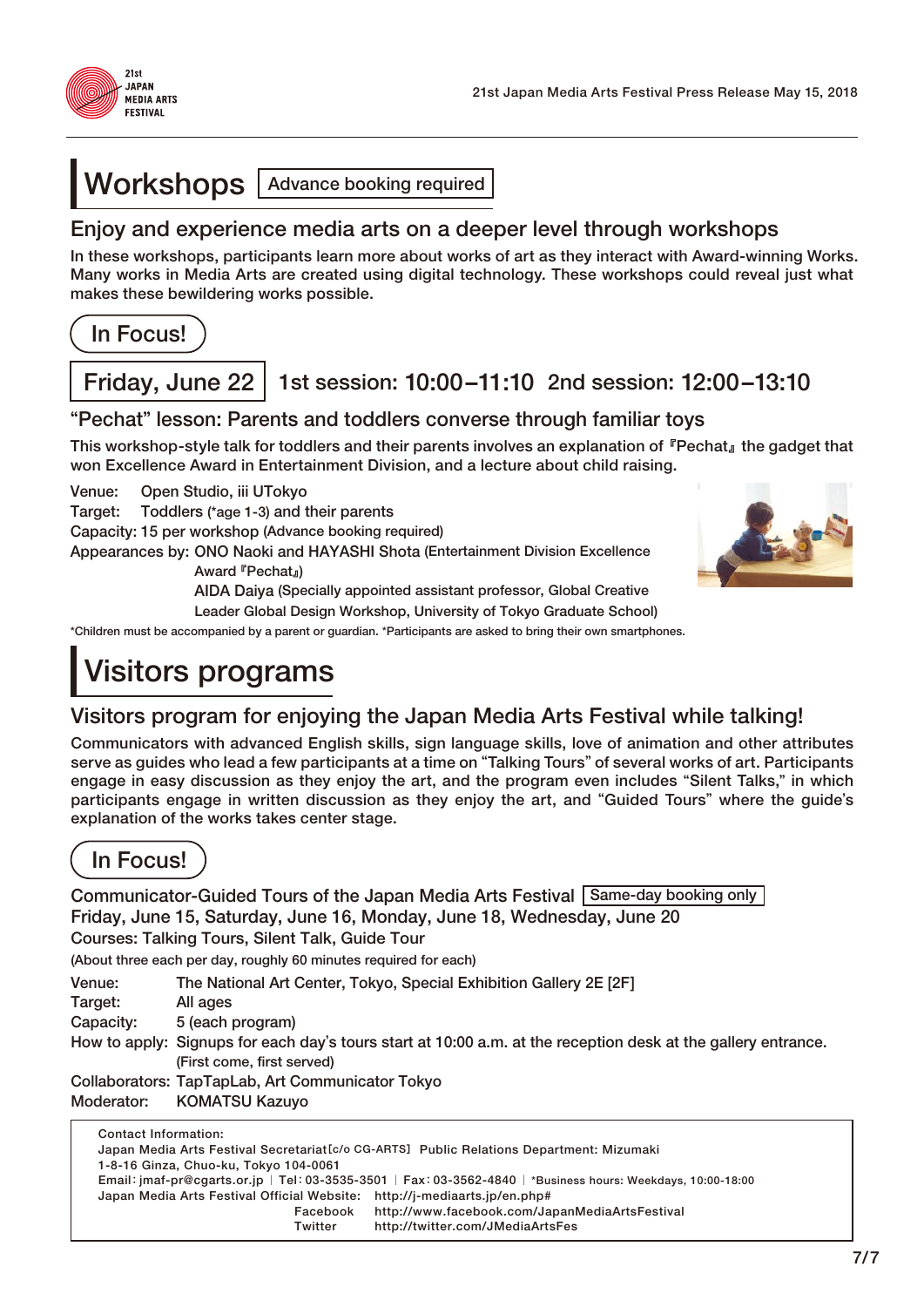# Workshops

Advance booking required

## Enjoy and experience media arts on a deeper level through workshops

In these workshops, participants learn more about works of art as they interact with Award-winning Works. Many works in Media Arts are created using digital technology. These workshops could reveal just what makes these bewildering works possible.

### In Focus!

**Friday, June 22** 1st session: 10:00–11:10 2nd session: 12:00–13:10

### "Pechat" lesson: Parents and toddlers converse through familiar toys

This workshop-style talk for toddlers and their parents involves an explanation of『Pechat』the gadget that won Excellence Award in Entertainment Division, and a lecture about child raising.

Venue: Open Studio, iii UTokyo
Target: Toddlers (*age 1-3) and their parents
Capacity: 15 per workshop (Advance booking required)
Appearances by: ONO Naoki and HAYASHI Shota (Entertainment Division Excellence Award『Pechat』)
AIDA Daiya (Specially appointed assistant professor, Global Creative Leader Global Design Workshop, University of Tokyo Graduate School)

*Children must be accompanied by a parent or guardian. *Participants are asked to bring their own smartphones.

# Visitors programs

## Visitors program for enjoying the Japan Media Arts Festival while talking!

Communicators with advanced English skills, sign language skills, love of animation and other attributes serve as guides who lead a few participants at a time on "Talking Tours" of several works of art. Participants engage in easy discussion as they enjoy the art, and the program even includes "Silent Talks," in which participants engage in written discussion as they enjoy the art, and "Guided Tours" where the guide's explanation of the works takes center stage.

### In Focus!

Communicator-Guided Tours of the Japan Media Arts Festival Same-day booking only
Friday, June 15, Saturday, June 16, Monday, June 18, Wednesday, June 20
Courses: Talking Tours, Silent Talk, Guide Tour
(About three each per day, roughly 60 minutes required for each)

Venue: The National Art Center, Tokyo, Special Exhibition Gallery 2E [2F]
Target: All ages
Capacity: 5 (each program)
How to apply: Signups for each day's tours start at 10:00 a.m. at the reception desk at the gallery entrance. (First come, first served)
Collaborators: TapTapLab, Art Communicator Tokyo
Moderator: KOMATSU Kazuyo

Contact Information:
Japan Media Arts Festival Secretariat[c/o CG-ARTS] Public Relations Department: Mizumaki
1-8-16 Ginza, Chuo-ku, Tokyo 104-0061
Email: jmaf-pr@cgarts.or.jp | Tel: 03-3535-3501 | Fax: 03-3562-4840 | *Business hours: Weekdays, 10:00-18:00
Japan Media Arts Festival Official Website: http://j-mediaarts.jp/en.php#
Facebook http://www.facebook.com/JapanMediaArtsFestival
Twitter http://twitter.com/JMediaArtsFes